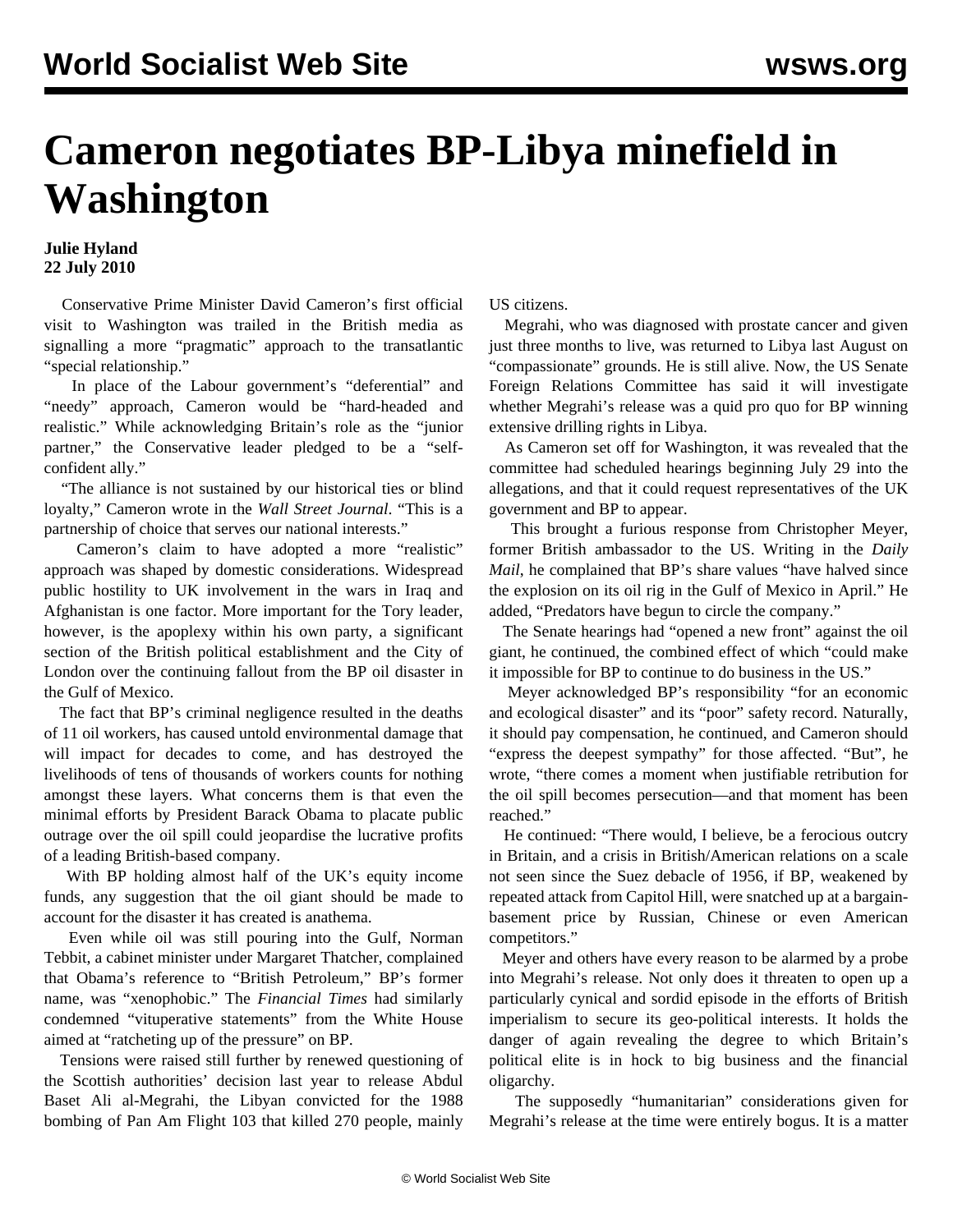# Cameron negotiates BP-Libya minefield in Washington

**Julie Hyland**
**22 July 2010**

Conservative Prime Minister David Cameron's first official visit to Washington was trailed in the British media as signalling a more "pragmatic" approach to the transatlantic "special relationship."

In place of the Labour government's "deferential" and "needy" approach, Cameron would be "hard-headed and realistic." While acknowledging Britain's role as the "junior partner," the Conservative leader pledged to be a "self-confident ally."

"The alliance is not sustained by our historical ties or blind loyalty," Cameron wrote in the *Wall Street Journal*. "This is a partnership of choice that serves our national interests."

Cameron's claim to have adopted a more "realistic" approach was shaped by domestic considerations. Widespread public hostility to UK involvement in the wars in Iraq and Afghanistan is one factor. More important for the Tory leader, however, is the apoplexy within his own party, a significant section of the British political establishment and the City of London over the continuing fallout from the BP oil disaster in the Gulf of Mexico.

The fact that BP's criminal negligence resulted in the deaths of 11 oil workers, has caused untold environmental damage that will impact for decades to come, and has destroyed the livelihoods of tens of thousands of workers counts for nothing amongst these layers. What concerns them is that even the minimal efforts by President Barack Obama to placate public outrage over the oil spill could jeopardise the lucrative profits of a leading British-based company.

With BP holding almost half of the UK's equity income funds, any suggestion that the oil giant should be made to account for the disaster it has created is anathema.

Even while oil was still pouring into the Gulf, Norman Tebbit, a cabinet minister under Margaret Thatcher, complained that Obama's reference to "British Petroleum," BP's former name, was "xenophobic." The *Financial Times* had similarly condemned "vituperative statements" from the White House aimed at "ratcheting up of the pressure" on BP.

Tensions were raised still further by renewed questioning of the Scottish authorities' decision last year to release Abdul Baset Ali al-Megrahi, the Libyan convicted for the 1988 bombing of Pan Am Flight 103 that killed 270 people, mainly US citizens.

Megrahi, who was diagnosed with prostate cancer and given just three months to live, was returned to Libya last August on "compassionate" grounds. He is still alive. Now, the US Senate Foreign Relations Committee has said it will investigate whether Megrahi's release was a quid pro quo for BP winning extensive drilling rights in Libya.

As Cameron set off for Washington, it was revealed that the committee had scheduled hearings beginning July 29 into the allegations, and that it could request representatives of the UK government and BP to appear.

This brought a furious response from Christopher Meyer, former British ambassador to the US. Writing in the *Daily Mail*, he complained that BP's share values "have halved since the explosion on its oil rig in the Gulf of Mexico in April." He added, "Predators have begun to circle the company."

The Senate hearings had "opened a new front" against the oil giant, he continued, the combined effect of which "could make it impossible for BP to continue to do business in the US."

Meyer acknowledged BP's responsibility "for an economic and ecological disaster" and its "poor" safety record. Naturally, it should pay compensation, he continued, and Cameron should "express the deepest sympathy" for those affected. "But", he wrote, "there comes a moment when justifiable retribution for the oil spill becomes persecution—and that moment has been reached."

He continued: "There would, I believe, be a ferocious outcry in Britain, and a crisis in British/American relations on a scale not seen since the Suez debacle of 1956, if BP, weakened by repeated attack from Capitol Hill, were snatched up at a bargain-basement price by Russian, Chinese or even American competitors."

Meyer and others have every reason to be alarmed by a probe into Megrahi's release. Not only does it threaten to open up a particularly cynical and sordid episode in the efforts of British imperialism to secure its geo-political interests. It holds the danger of again revealing the degree to which Britain's political elite is in hock to big business and the financial oligarchy.

The supposedly "humanitarian" considerations given for Megrahi's release at the time were entirely bogus. It is a matter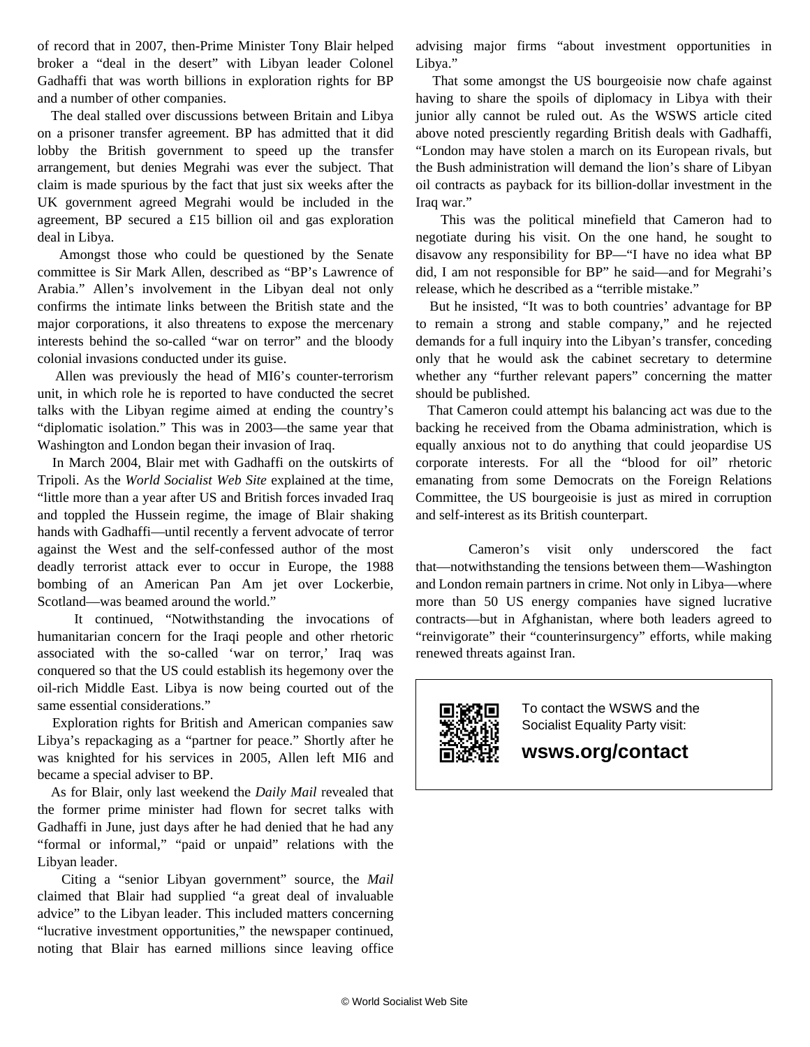of record that in 2007, then-Prime Minister Tony Blair helped broker a "deal in the desert" with Libyan leader Colonel Gadhaffi that was worth billions in exploration rights for BP and a number of other companies.

The deal stalled over discussions between Britain and Libya on a prisoner transfer agreement. BP has admitted that it did lobby the British government to speed up the transfer arrangement, but denies Megrahi was ever the subject. That claim is made spurious by the fact that just six weeks after the UK government agreed Megrahi would be included in the agreement, BP secured a £15 billion oil and gas exploration deal in Libya.

Amongst those who could be questioned by the Senate committee is Sir Mark Allen, described as "BP's Lawrence of Arabia." Allen's involvement in the Libyan deal not only confirms the intimate links between the British state and the major corporations, it also threatens to expose the mercenary interests behind the so-called "war on terror" and the bloody colonial invasions conducted under its guise.

Allen was previously the head of MI6's counter-terrorism unit, in which role he is reported to have conducted the secret talks with the Libyan regime aimed at ending the country's "diplomatic isolation." This was in 2003—the same year that Washington and London began their invasion of Iraq.

In March 2004, Blair met with Gadhaffi on the outskirts of Tripoli. As the *World Socialist Web Site* explained at the time, "little more than a year after US and British forces invaded Iraq and toppled the Hussein regime, the image of Blair shaking hands with Gadhaffi—until recently a fervent advocate of terror against the West and the self-confessed author of the most deadly terrorist attack ever to occur in Europe, the 1988 bombing of an American Pan Am jet over Lockerbie, Scotland—was beamed around the world."

It continued, "Notwithstanding the invocations of humanitarian concern for the Iraqi people and other rhetoric associated with the so-called 'war on terror,' Iraq was conquered so that the US could establish its hegemony over the oil-rich Middle East. Libya is now being courted out of the same essential considerations."

Exploration rights for British and American companies saw Libya's repackaging as a "partner for peace." Shortly after he was knighted for his services in 2005, Allen left MI6 and became a special adviser to BP.

As for Blair, only last weekend the *Daily Mail* revealed that the former prime minister had flown for secret talks with Gadhaffi in June, just days after he had denied that he had any "formal or informal," "paid or unpaid" relations with the Libyan leader.

Citing a "senior Libyan government" source, the *Mail* claimed that Blair had supplied "a great deal of invaluable advice" to the Libyan leader. This included matters concerning "lucrative investment opportunities," the newspaper continued, noting that Blair has earned millions since leaving office advising major firms "about investment opportunities in Libya."

That some amongst the US bourgeoisie now chafe against having to share the spoils of diplomacy in Libya with their junior ally cannot be ruled out. As the WSWS article cited above noted presciently regarding British deals with Gadhaffi, "London may have stolen a march on its European rivals, but the Bush administration will demand the lion's share of Libyan oil contracts as payback for its billion-dollar investment in the Iraq war."

This was the political minefield that Cameron had to negotiate during his visit. On the one hand, he sought to disavow any responsibility for BP—"I have no idea what BP did, I am not responsible for BP" he said—and for Megrahi's release, which he described as a "terrible mistake."

But he insisted, "It was to both countries' advantage for BP to remain a strong and stable company," and he rejected demands for a full inquiry into the Libyan's transfer, conceding only that he would ask the cabinet secretary to determine whether any "further relevant papers" concerning the matter should be published.

That Cameron could attempt his balancing act was due to the backing he received from the Obama administration, which is equally anxious not to do anything that could jeopardise US corporate interests. For all the "blood for oil" rhetoric emanating from some Democrats on the Foreign Relations Committee, the US bourgeoisie is just as mired in corruption and self-interest as its British counterpart.

Cameron's visit only underscored the fact that—notwithstanding the tensions between them—Washington and London remain partners in crime. Not only in Libya—where more than 50 US energy companies have signed lucrative contracts—but in Afghanistan, where both leaders agreed to "reinvigorate" their "counterinsurgency" efforts, while making renewed threats against Iran.

To contact the WSWS and the Socialist Equality Party visit:

**wsws.org/contact**